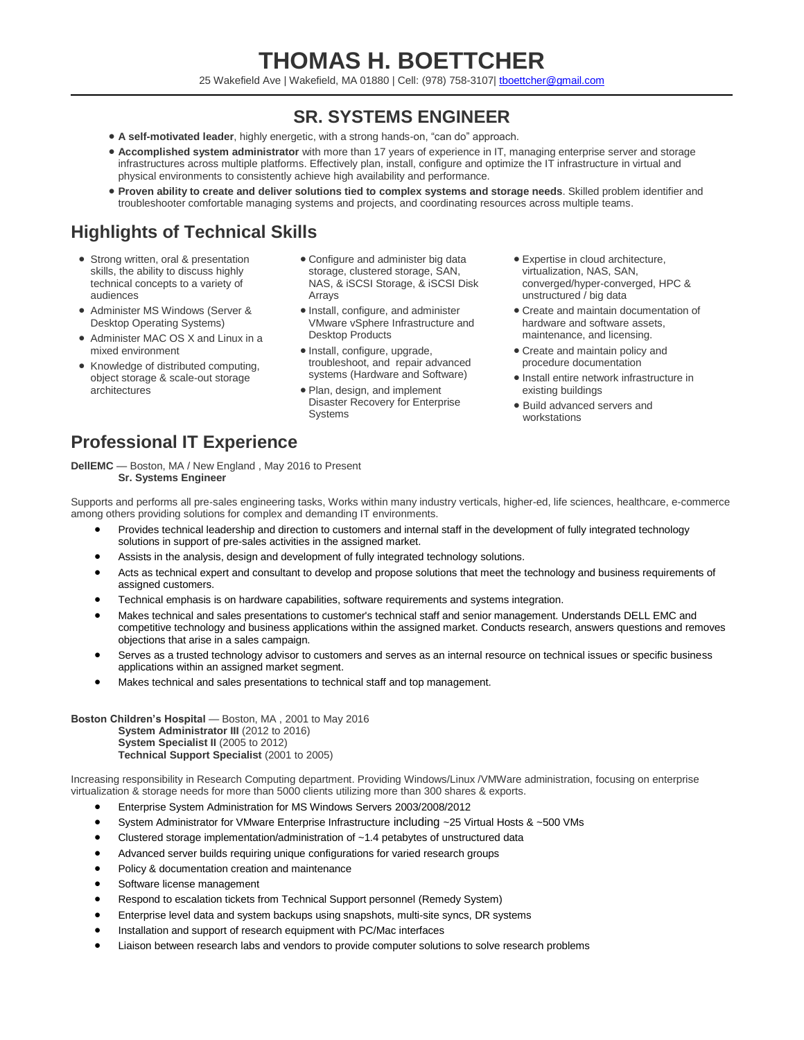# THOMAS H. BOETTCHER

25 Wakefield Ave | Wakefield, MA 01880 | Cell: (978) 758-3107| tboettcher@gmail.com

## SR. SYSTEMS ENGINEER

- **A self-motivated leader**, highly energetic, with a strong hands-on, "can do" approach.
- **Accomplished system administrator** with more than 17 years of experience in IT, managing enterprise server and storage infrastructures across multiple platforms. Effectively plan, install, configure and optimize the IT infrastructure in virtual and physical environments to consistently achieve high availability and performance.
- **Proven ability to create and deliver solutions tied to complex systems and storage needs**. Skilled problem identifier and troubleshooter comfortable managing systems and projects, and coordinating resources across multiple teams.

## Highlights of Technical Skills

- Strong written, oral & presentation skills, the ability to discuss highly technical concepts to a variety of audiences
- Administer MS Windows (Server & Desktop Operating Systems)
- Administer MAC OS X and Linux in a mixed environment
- Knowledge of distributed computing, object storage & scale-out storage architectures
- Configure and administer big data storage, clustered storage, SAN, NAS, & iSCSI Storage, & iSCSI Disk Arrays
- Install, configure, and administer VMware vSphere Infrastructure and Desktop Products
- Install, configure, upgrade, troubleshoot, and repair advanced systems (Hardware and Software)
- Plan, design, and implement Disaster Recovery for Enterprise Systems
- Expertise in cloud architecture, virtualization, NAS, SAN, converged/hyper-converged, HPC & unstructured / big data
- Create and maintain documentation of hardware and software assets, maintenance, and licensing.
- Create and maintain policy and procedure documentation
- Install entire network infrastructure in existing buildings
- Build advanced servers and workstations

## Professional IT Experience

**DellEMC** — Boston, MA / New England , May 2016 to Present
**Sr. Systems Engineer**

Supports and performs all pre-sales engineering tasks, Works within many industry verticals, higher-ed, life sciences, healthcare, e-commerce among others providing solutions for complex and demanding IT environments.

- Provides technical leadership and direction to customers and internal staff in the development of fully integrated technology solutions in support of pre-sales activities in the assigned market.
- Assists in the analysis, design and development of fully integrated technology solutions.
- Acts as technical expert and consultant to develop and propose solutions that meet the technology and business requirements of assigned customers.
- Technical emphasis is on hardware capabilities, software requirements and systems integration.
- Makes technical and sales presentations to customer's technical staff and senior management. Understands DELL EMC and competitive technology and business applications within the assigned market. Conducts research, answers questions and removes objections that arise in a sales campaign.
- Serves as a trusted technology advisor to customers and serves as an internal resource on technical issues or specific business applications within an assigned market segment.
- Makes technical and sales presentations to technical staff and top management.

**Boston Children's Hospital** — Boston, MA , 2001 to May 2016
**System Administrator III** (2012 to 2016)
**System Specialist II** (2005 to 2012)
**Technical Support Specialist** (2001 to 2005)

Increasing responsibility in Research Computing department. Providing Windows/Linux /VMWare administration, focusing on enterprise virtualization & storage needs for more than 5000 clients utilizing more than 300 shares & exports.

- Enterprise System Administration for MS Windows Servers 2003/2008/2012
- System Administrator for VMware Enterprise Infrastructure including ~25 Virtual Hosts & ~500 VMs
- Clustered storage implementation/administration of ~1.4 petabytes of unstructured data
- Advanced server builds requiring unique configurations for varied research groups
- Policy & documentation creation and maintenance
- Software license management
- Respond to escalation tickets from Technical Support personnel (Remedy System)
- Enterprise level data and system backups using snapshots, multi-site syncs, DR systems
- Installation and support of research equipment with PC/Mac interfaces
- Liaison between research labs and vendors to provide computer solutions to solve research problems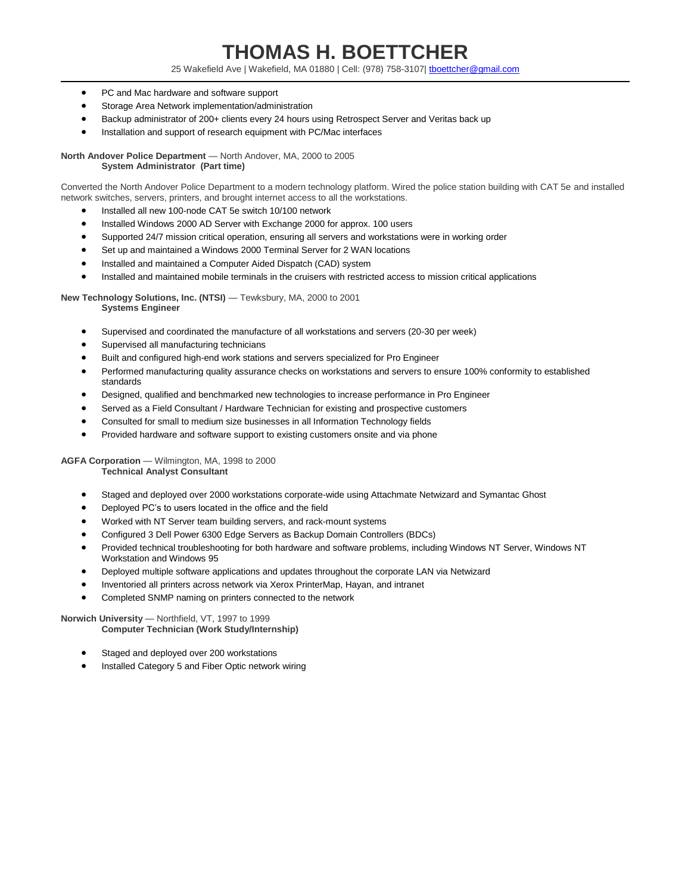# THOMAS H. BOETTCHER

25 Wakefield Ave | Wakefield, MA 01880 | Cell: (978) 758-3107| tboettcher@gmail.com

- PC and Mac hardware and software support
- Storage Area Network implementation/administration
- Backup administrator of 200+ clients every 24 hours using Retrospect Server and Veritas back up
- Installation and support of research equipment with PC/Mac interfaces

**North Andover Police Department** — North Andover, MA, 2000 to 2005
**System Administrator (Part time)**

Converted the North Andover Police Department to a modern technology platform. Wired the police station building with CAT 5e and installed network switches, servers, printers, and brought internet access to all the workstations.

- Installed all new 100-node CAT 5e switch 10/100 network
- Installed Windows 2000 AD Server with Exchange 2000 for approx. 100 users
- Supported 24/7 mission critical operation, ensuring all servers and workstations were in working order
- Set up and maintained a Windows 2000 Terminal Server for 2 WAN locations
- Installed and maintained a Computer Aided Dispatch (CAD) system
- Installed and maintained mobile terminals in the cruisers with restricted access to mission critical applications

**New Technology Solutions, Inc. (NTSI)** — Tewksbury, MA, 2000 to 2001
**Systems Engineer**

- Supervised and coordinated the manufacture of all workstations and servers (20-30 per week)
- Supervised all manufacturing technicians
- Built and configured high-end work stations and servers specialized for Pro Engineer
- Performed manufacturing quality assurance checks on workstations and servers to ensure 100% conformity to established standards
- Designed, qualified and benchmarked new technologies to increase performance in Pro Engineer
- Served as a Field Consultant / Hardware Technician for existing and prospective customers
- Consulted for small to medium size businesses in all Information Technology fields
- Provided hardware and software support to existing customers onsite and via phone

**AGFA Corporation** — Wilmington, MA, 1998 to 2000
**Technical Analyst Consultant**

- Staged and deployed over 2000 workstations corporate-wide using Attachmate Netwizard and Symantac Ghost
- Deployed PC's to users located in the office and the field
- Worked with NT Server team building servers, and rack-mount systems
- Configured 3 Dell Power 6300 Edge Servers as Backup Domain Controllers (BDCs)
- Provided technical troubleshooting for both hardware and software problems, including Windows NT Server, Windows NT Workstation and Windows 95
- Deployed multiple software applications and updates throughout the corporate LAN via Netwizard
- Inventoried all printers across network via Xerox PrinterMap, Hayan, and intranet
- Completed SNMP naming on printers connected to the network

**Norwich University** — Northfield, VT, 1997 to 1999
**Computer Technician (Work Study/Internship)**

- Staged and deployed over 200 workstations
- Installed Category 5 and Fiber Optic network wiring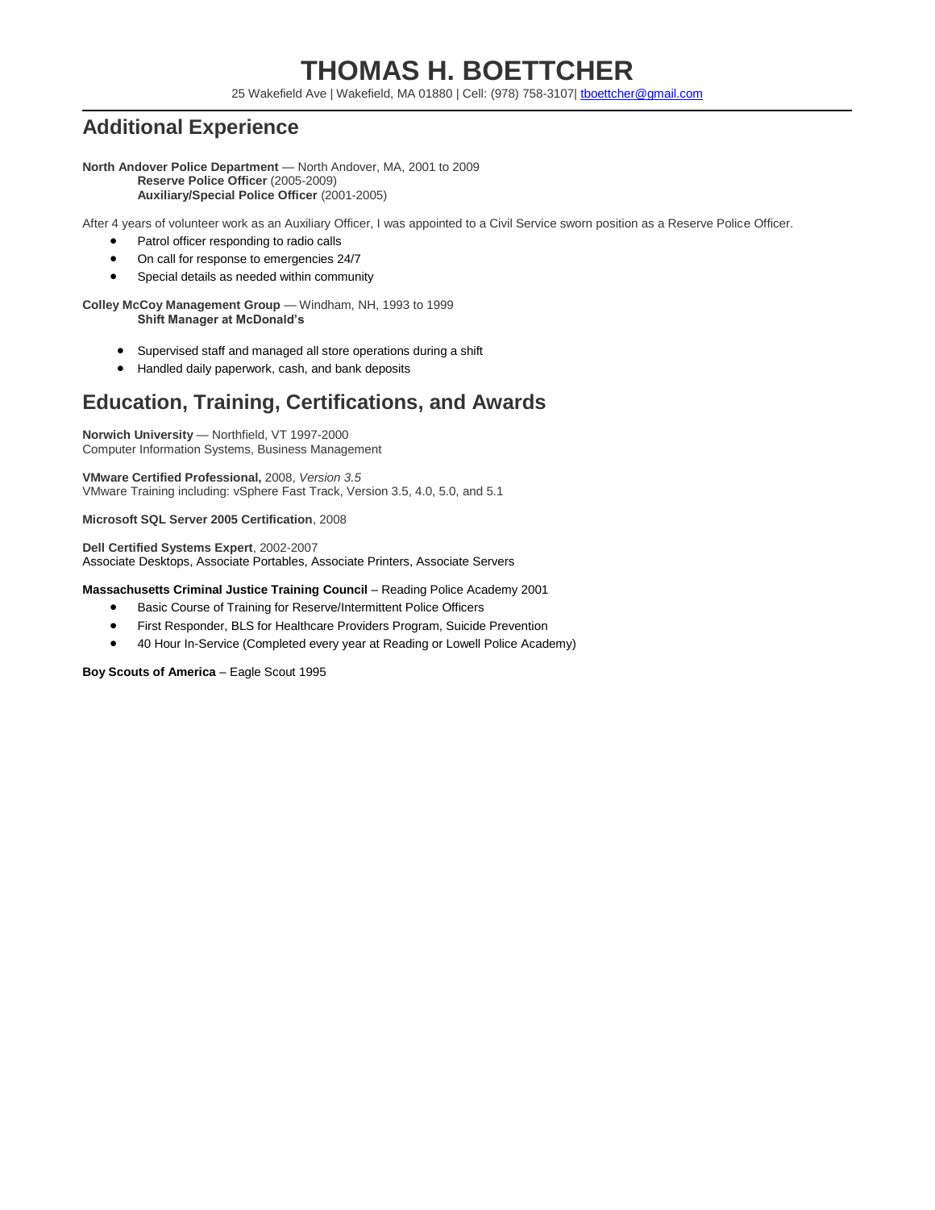# THOMAS H. BOETTCHER

25 Wakefield Ave | Wakefield, MA 01880 | Cell: (978) 758-3107| tboettcher@gmail.com

## Additional Experience

**North Andover Police Department** — North Andover, MA, 2001 to 2009
**Reserve Police Officer** (2005-2009)
**Auxiliary/Special Police Officer** (2001-2005)

After 4 years of volunteer work as an Auxiliary Officer, I was appointed to a Civil Service sworn position as a Reserve Police Officer.

- Patrol officer responding to radio calls
- On call for response to emergencies 24/7
- Special details as needed within community

**Colley McCoy Management Group** — Windham, NH, 1993 to 1999
**Shift Manager at McDonald's**

- Supervised staff and managed all store operations during a shift
- Handled daily paperwork, cash, and bank deposits

## Education, Training, Certifications, and Awards

**Norwich University** — Northfield, VT 1997-2000
Computer Information Systems, Business Management

**VMware Certified Professional,** 2008, *Version 3.5*
VMware Training including: vSphere Fast Track, Version 3.5, 4.0, 5.0, and 5.1

**Microsoft SQL Server 2005 Certification**, 2008

**Dell Certified Systems Expert**, 2002-2007
Associate Desktops, Associate Portables, Associate Printers, Associate Servers

**Massachusetts Criminal Justice Training Council** – Reading Police Academy 2001

- Basic Course of Training for Reserve/Intermittent Police Officers
- First Responder, BLS for Healthcare Providers Program, Suicide Prevention
- 40 Hour In-Service (Completed every year at Reading or Lowell Police Academy)

**Boy Scouts of America** – Eagle Scout 1995